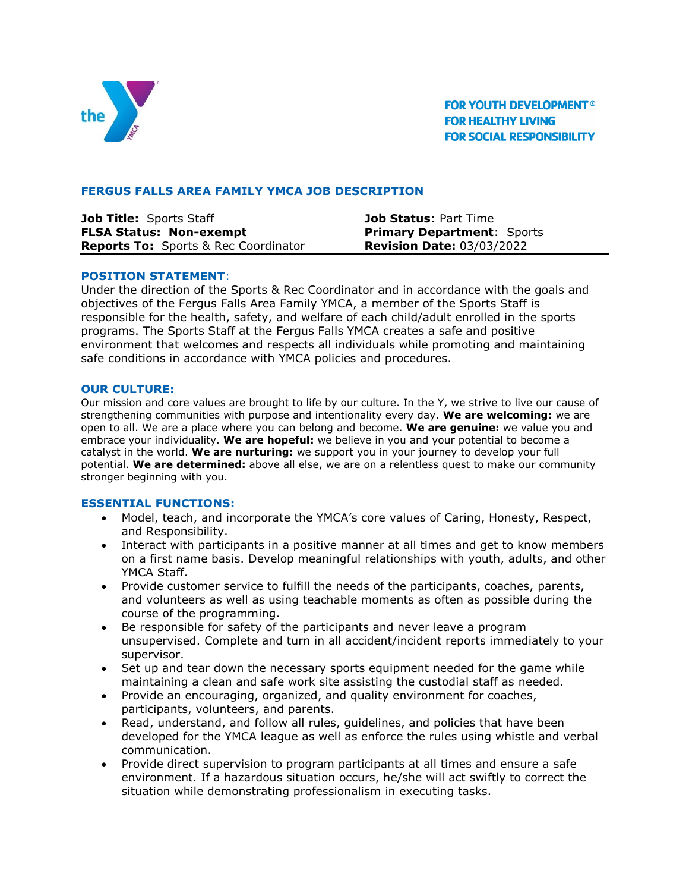FOR YOUTH DEVELOPMENT®
FOR HEALTHY LIVING
FOR SOCIAL RESPONSIBILITY

## FERGUS FALLS AREA FAMILY YMCA JOB DESCRIPTION

**Job Title:** Sports Staff
**FLSA Status: Non-exempt**
**Reports To:** Sports & Rec Coordinator
**Job Status**: Part Time
**Primary Department**: Sports
**Revision Date:** 03/03/2022

### POSITION STATEMENT:

Under the direction of the Sports & Rec Coordinator and in accordance with the goals and objectives of the Fergus Falls Area Family YMCA, a member of the Sports Staff is responsible for the health, safety, and welfare of each child/adult enrolled in the sports programs. The Sports Staff at the Fergus Falls YMCA creates a safe and positive environment that welcomes and respects all individuals while promoting and maintaining safe conditions in accordance with YMCA policies and procedures.

### OUR CULTURE:

Our mission and core values are brought to life by our culture. In the Y, we strive to live our cause of strengthening communities with purpose and intentionality every day. **We are welcoming:** we are open to all. We are a place where you can belong and become. **We are genuine:** we value you and embrace your individuality. **We are hopeful:** we believe in you and your potential to become a catalyst in the world. **We are nurturing:** we support you in your journey to develop your full potential. **We are determined:** above all else, we are on a relentless quest to make our community stronger beginning with you.

### ESSENTIAL FUNCTIONS:

- Model, teach, and incorporate the YMCA's core values of Caring, Honesty, Respect, and Responsibility.
- Interact with participants in a positive manner at all times and get to know members on a first name basis. Develop meaningful relationships with youth, adults, and other YMCA Staff.
- Provide customer service to fulfill the needs of the participants, coaches, parents, and volunteers as well as using teachable moments as often as possible during the course of the programming.
- Be responsible for safety of the participants and never leave a program unsupervised. Complete and turn in all accident/incident reports immediately to your supervisor.
- Set up and tear down the necessary sports equipment needed for the game while maintaining a clean and safe work site assisting the custodial staff as needed.
- Provide an encouraging, organized, and quality environment for coaches, participants, volunteers, and parents.
- Read, understand, and follow all rules, guidelines, and policies that have been developed for the YMCA league as well as enforce the rules using whistle and verbal communication.
- Provide direct supervision to program participants at all times and ensure a safe environment. If a hazardous situation occurs, he/she will act swiftly to correct the situation while demonstrating professionalism in executing tasks.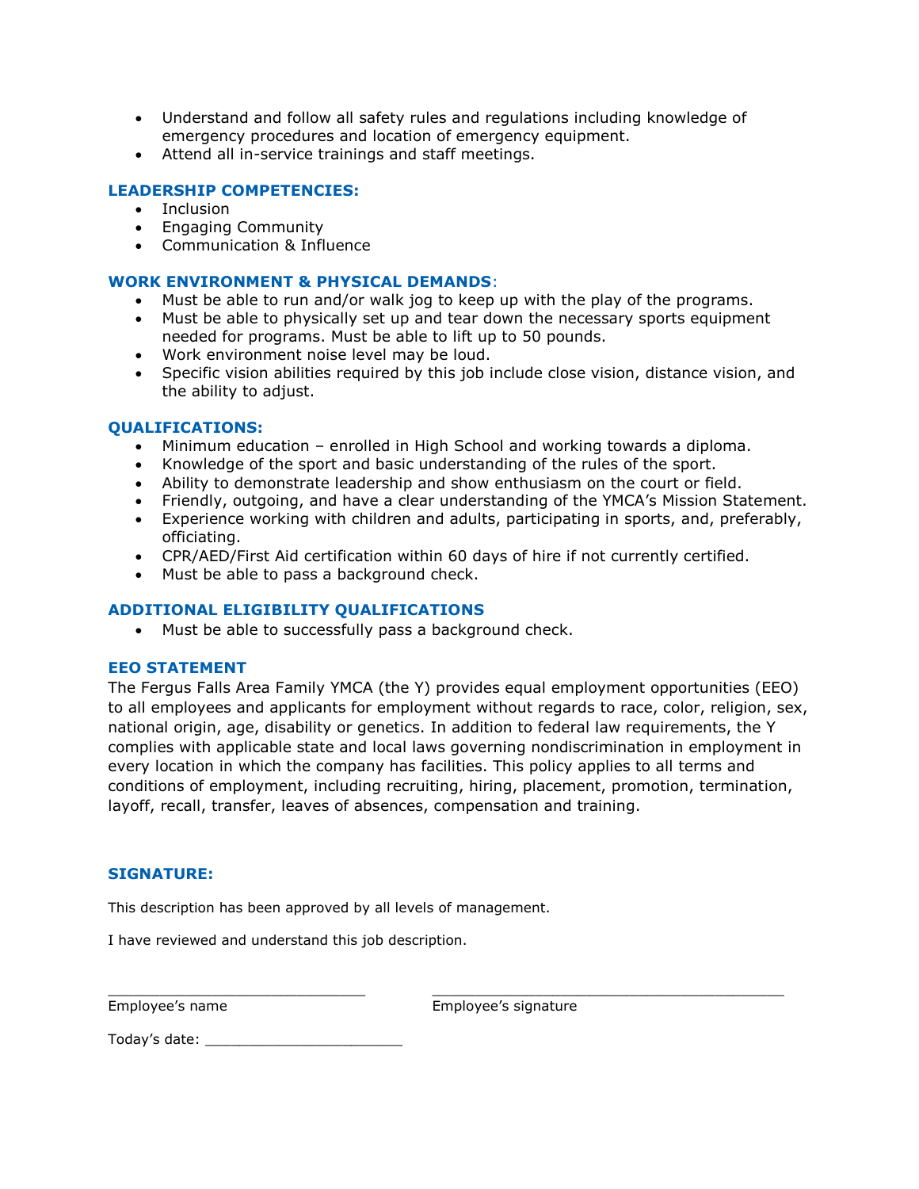- Understand and follow all safety rules and regulations including knowledge of emergency procedures and location of emergency equipment.
- Attend all in-service trainings and staff meetings.

### LEADERSHIP COMPETENCIES:

- Inclusion
- Engaging Community
- Communication & Influence

### WORK ENVIRONMENT & PHYSICAL DEMANDS:

- Must be able to run and/or walk jog to keep up with the play of the programs.
- Must be able to physically set up and tear down the necessary sports equipment needed for programs. Must be able to lift up to 50 pounds.
- Work environment noise level may be loud.
- Specific vision abilities required by this job include close vision, distance vision, and the ability to adjust.

### QUALIFICATIONS:

- Minimum education – enrolled in High School and working towards a diploma.
- Knowledge of the sport and basic understanding of the rules of the sport.
- Ability to demonstrate leadership and show enthusiasm on the court or field.
- Friendly, outgoing, and have a clear understanding of the YMCA's Mission Statement.
- Experience working with children and adults, participating in sports, and, preferably, officiating.
- CPR/AED/First Aid certification within 60 days of hire if not currently certified.
- Must be able to pass a background check.

### ADDITIONAL ELIGIBILITY QUALIFICATIONS

- Must be able to successfully pass a background check.

### EEO STATEMENT

The Fergus Falls Area Family YMCA (the Y) provides equal employment opportunities (EEO) to all employees and applicants for employment without regards to race, color, religion, sex, national origin, age, disability or genetics. In addition to federal law requirements, the Y complies with applicable state and local laws governing nondiscrimination in employment in every location in which the company has facilities. This policy applies to all terms and conditions of employment, including recruiting, hiring, placement, promotion, termination, layoff, recall, transfer, leaves of absences, compensation and training.

### SIGNATURE:

This description has been approved by all levels of management.

I have reviewed and understand this job description.

\_\_\_\_\_\_\_\_\_\_\_\_\_\_\_\_\_\_\_\_\_\_\_\_\_\_\_\_\_\_ \_\_\_\_\_\_\_\_\_\_\_\_\_\_\_\_\_\_\_\_\_\_\_\_\_\_\_\_\_\_\_\_\_\_\_\_\_\_\_\_\_

Employee's name Employee's signature

Today's date: \_\_\_\_\_\_\_\_\_\_\_\_\_\_\_\_\_\_\_\_\_\_\_